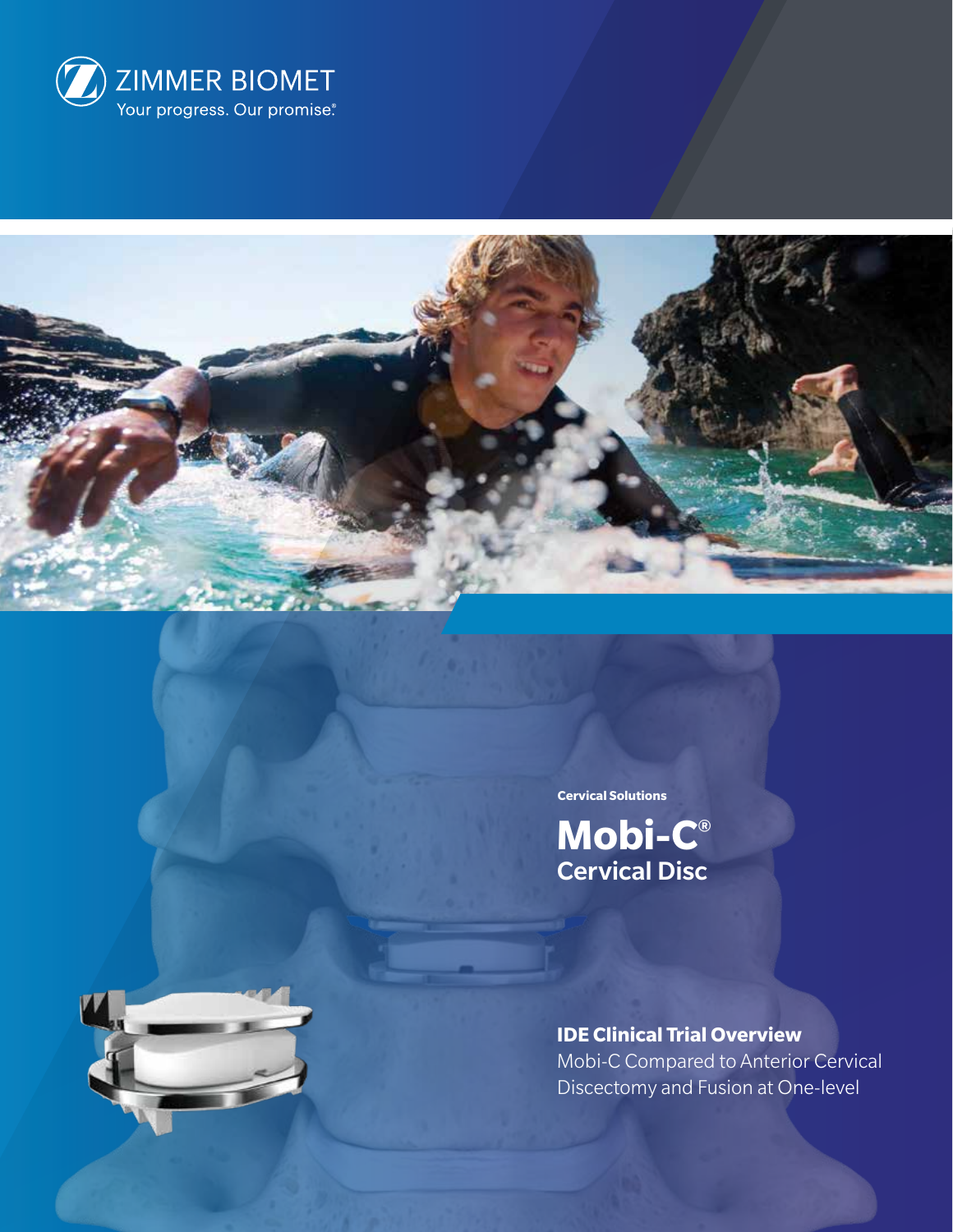ZIMMER BIOMET

Your progress. Our promise.®

Cervical Solutions

# Mobi-C® Cervical Disc

## IDE Clinical Trial Overview

Mobi-C Compared to Anterior Cervical Discectomy and Fusion at One-level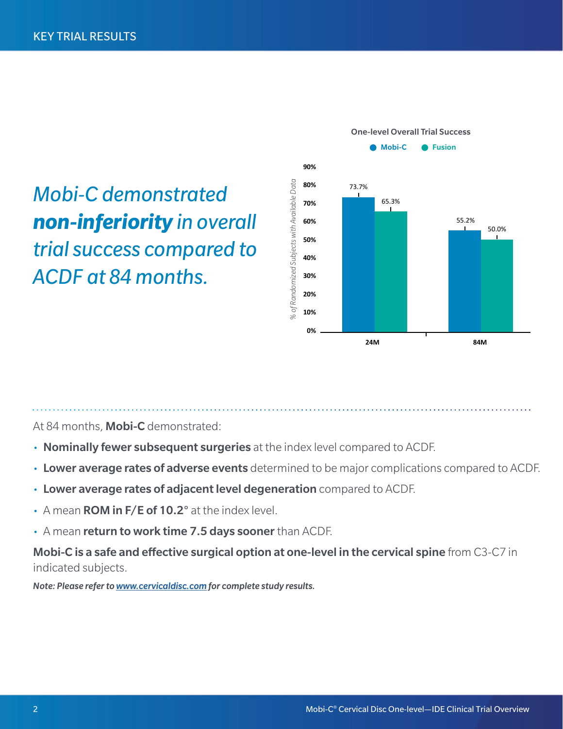## KEY TRIAL RESULTS

*Mobi-C demonstrated* ***non-inferiority*** *in overall trial success compared to ACDF at 84 months.*

**One-level Overall Trial Success**

| | Mobi-C | Fusion |
|---|---|---|
| 24M | 73.7% | 65.3% |
| 84M | 55.2% | 50.0% |

*% of Randomized Subjects with Available Data*

At 84 months, **Mobi-C** demonstrated:

- **Nominally fewer subsequent surgeries** at the index level compared to ACDF.
- **Lower average rates of adverse events** determined to be major complications compared to ACDF.
- **Lower average rates of adjacent level degeneration** compared to ACDF.
- A mean **ROM in F/E of 10.2°** at the index level.
- A mean **return to work time 7.5 days sooner** than ACDF.

**Mobi-C is a safe and effective surgical option at one-level in the cervical spine** from C3-C7 in indicated subjects.

***Note: Please refer to [www.cervicaldisc.com](http://www.cervicaldisc.com) for complete study results.***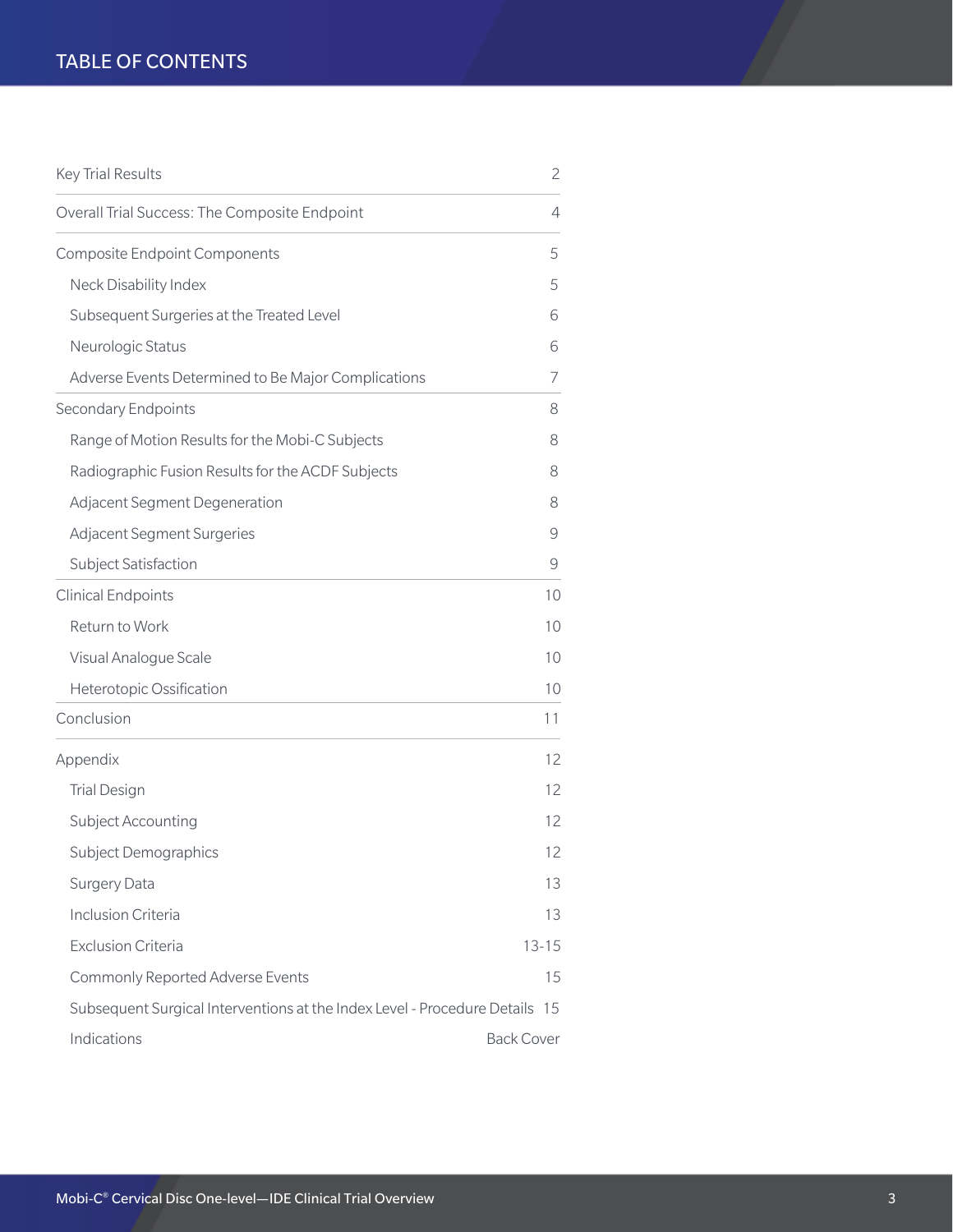# TABLE OF CONTENTS

| | |
|---|---|
| Key Trial Results | 2 |
| Overall Trial Success: The Composite Endpoint | 4 |
| Composite Endpoint Components | 5 |
| Neck Disability Index | 5 |
| Subsequent Surgeries at the Treated Level | 6 |
| Neurologic Status | 6 |
| Adverse Events Determined to Be Major Complications | 7 |
| Secondary Endpoints | 8 |
| Range of Motion Results for the Mobi-C Subjects | 8 |
| Radiographic Fusion Results for the ACDF Subjects | 8 |
| Adjacent Segment Degeneration | 8 |
| Adjacent Segment Surgeries | 9 |
| Subject Satisfaction | 9 |
| Clinical Endpoints | 10 |
| Return to Work | 10 |
| Visual Analogue Scale | 10 |
| Heterotopic Ossification | 10 |
| Conclusion | 11 |
| Appendix | 12 |
| Trial Design | 12 |
| Subject Accounting | 12 |
| Subject Demographics | 12 |
| Surgery Data | 13 |
| Inclusion Criteria | 13 |
| Exclusion Criteria | 13-15 |
| Commonly Reported Adverse Events | 15 |
| Subsequent Surgical Interventions at the Index Level - Procedure Details | 15 |
| Indications | Back Cover |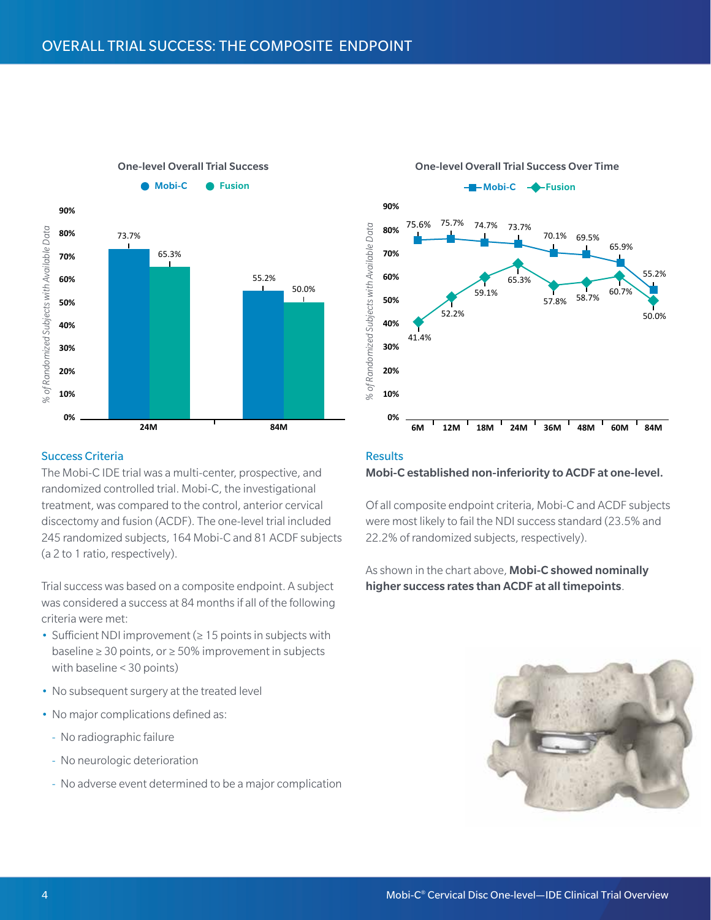# OVERALL TRIAL SUCCESS: THE COMPOSITE ENDPOINT

**One-level Overall Trial Success**

| | Mobi-C | Fusion |
|---|---|---|
| 24M | 73.7% | 65.3% |
| 84M | 55.2% | 50.0% |

*% of Randomized Subjects with Available Data*

**One-level Overall Trial Success Over Time**

| | 6M | 12M | 18M | 24M | 36M | 48M | 60M | 84M |
|---|---|---|---|---|---|---|---|---|
| Mobi-C | 75.6% | 75.7% | 74.7% | 73.7% | 70.1% | 69.5% | 65.9% | 55.2% |
| Fusion | 41.4% | 52.2% | 59.1% | 65.3% | 57.8% | 58.7% | 60.7% | 50.0% |

*% of Randomized Subjects with Available Data*

## Success Criteria

The Mobi-C IDE trial was a multi-center, prospective, and randomized controlled trial. Mobi-C, the investigational treatment, was compared to the control, anterior cervical discectomy and fusion (ACDF). The one-level trial included 245 randomized subjects, 164 Mobi-C and 81 ACDF subjects (a 2 to 1 ratio, respectively).

Trial success was based on a composite endpoint. A subject was considered a success at 84 months if all of the following criteria were met:

- Sufficient NDI improvement (≥ 15 points in subjects with baseline ≥ 30 points, or ≥ 50% improvement in subjects with baseline < 30 points)
- No subsequent surgery at the treated level
- No major complications defined as:
  - No radiographic failure
  - No neurologic deterioration
  - No adverse event determined to be a major complication

## Results

**Mobi-C established non-inferiority to ACDF at one-level.**

Of all composite endpoint criteria, Mobi-C and ACDF subjects were most likely to fail the NDI success standard (23.5% and 22.2% of randomized subjects, respectively).

As shown in the chart above, **Mobi-C showed nominally higher success rates than ACDF at all timepoints**.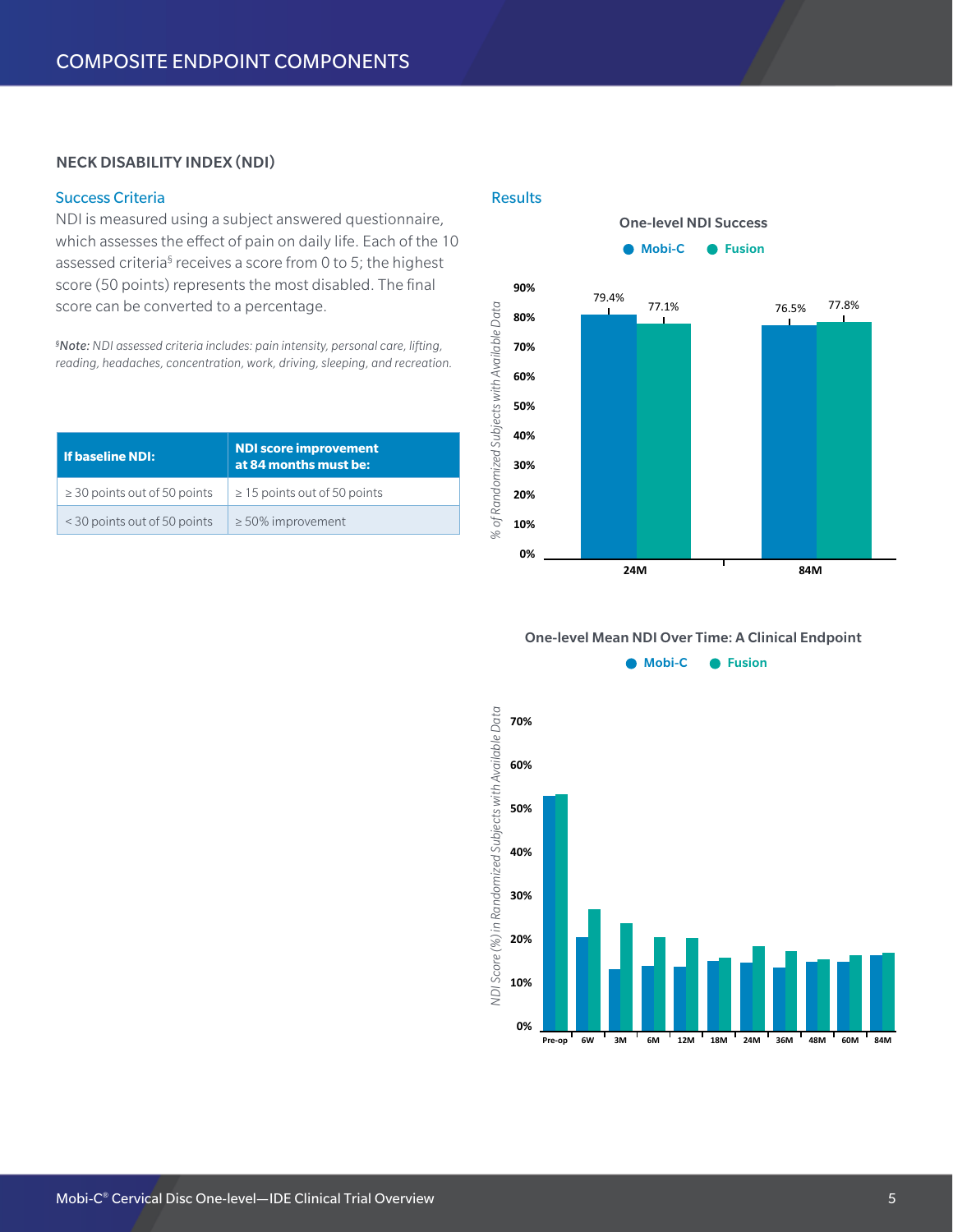# COMPOSITE ENDPOINT COMPONENTS

## NECK DISABILITY INDEX (NDI)

### Success Criteria

NDI is measured using a subject answered questionnaire, which assesses the effect of pain on daily life. Each of the 10 assessed criteria[§] receives a score from 0 to 5; the highest score (50 points) represents the most disabled. The final score can be converted to a percentage.

[§]*Note: NDI assessed criteria includes: pain intensity, personal care, lifting, reading, headaches, concentration, work, driving, sleeping, and recreation.*

| If baseline NDI: | NDI score improvement at 84 months must be: |
| --- | --- |
| ≥ 30 points out of 50 points | ≥ 15 points out of 50 points |
| < 30 points out of 50 points | ≥ 50% improvement |

### Results

**One-level NDI Success**

Mobi-C   Fusion

% of Randomized Subjects with Available Data

| | Mobi-C | Fusion |
| --- | --- | --- |
| 24M | 79.4% | 77.1% |
| 84M | 76.5% | 77.8% |

**One-level Mean NDI Over Time: A Clinical Endpoint**

Mobi-C   Fusion

NDI Score (%) in Randomized Subjects with Available Data

Pre-op, 6W, 3M, 6M, 12M, 18M, 24M, 36M, 48M, 60M, 84M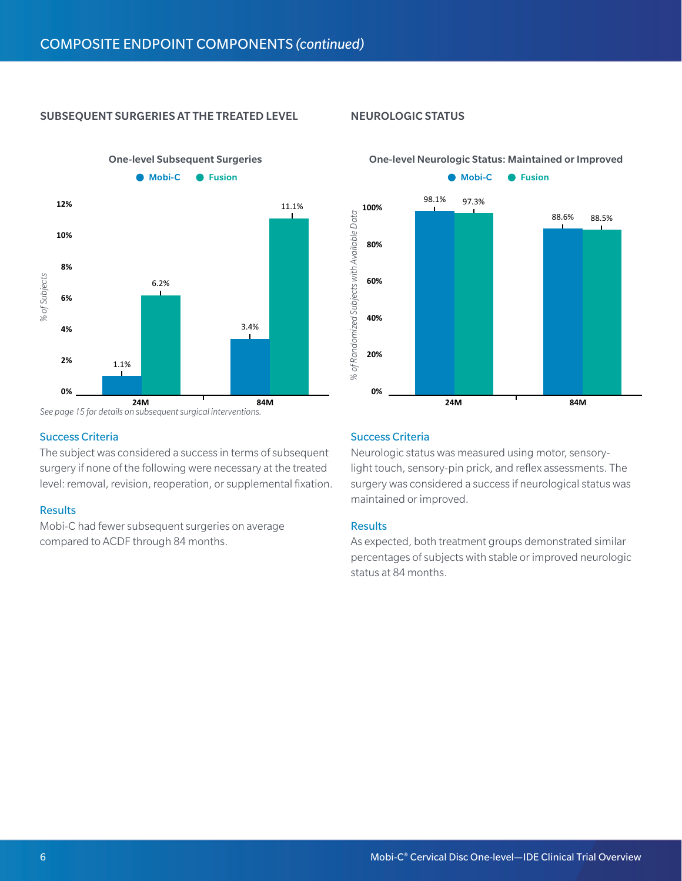# COMPOSITE ENDPOINT COMPONENTS *(continued)*

## SUBSEQUENT SURGERIES AT THE TREATED LEVEL

**One-level Subsequent Surgeries**

| % of Subjects | Mobi-C | Fusion |
|---|---|---|
| 24M | 1.1% | 6.2% |
| 84M | 3.4% | 11.1% |

*See page 15 for details on subsequent surgical interventions.*

### Success Criteria

The subject was considered a success in terms of subsequent surgery if none of the following were necessary at the treated level: removal, revision, reoperation, or supplemental fixation.

### Results

Mobi-C had fewer subsequent surgeries on average compared to ACDF through 84 months.

## NEUROLOGIC STATUS

**One-level Neurologic Status: Maintained or Improved**

| % of Randomized Subjects with Available Data | Mobi-C | Fusion |
|---|---|---|
| 24M | 98.1% | 97.3% |
| 84M | 88.6% | 88.5% |

### Success Criteria

Neurologic status was measured using motor, sensory-light touch, sensory-pin prick, and reflex assessments. The surgery was considered a success if neurological status was maintained or improved.

### Results

As expected, both treatment groups demonstrated similar percentages of subjects with stable or improved neurologic status at 84 months.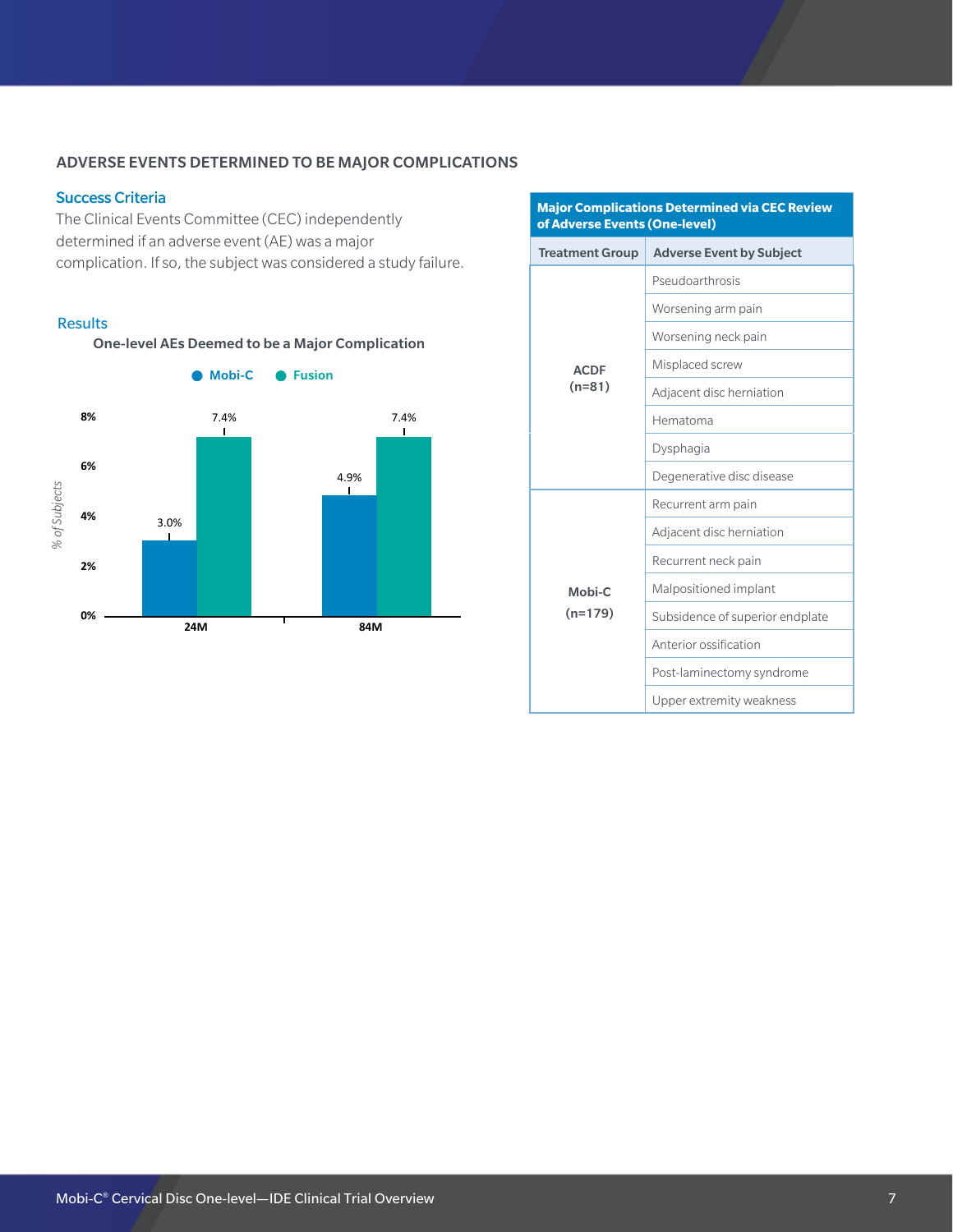## ADVERSE EVENTS DETERMINED TO BE MAJOR COMPLICATIONS

### Success Criteria

The Clinical Events Committee (CEC) independently determined if an adverse event (AE) was a major complication. If so, the subject was considered a study failure.

### Results

**One-level AEs Deemed to be a Major Complication**

| % of Subjects | Mobi-C | Fusion |
|---|---|---|
| 24M | 3.0% | 7.4% |
| 84M | 4.9% | 7.4% |

**Major Complications Determined via CEC Review of Adverse Events (One-level)**

| Treatment Group | Adverse Event by Subject |
|---|---|
| ACDF (n=81) | Pseudoarthrosis |
| | Worsening arm pain |
| | Worsening neck pain |
| | Misplaced screw |
| | Adjacent disc herniation |
| | Hematoma |
| | Dysphagia |
| | Degenerative disc disease |
| Mobi-C (n=179) | Recurrent arm pain |
| | Adjacent disc herniation |
| | Recurrent neck pain |
| | Malpositioned implant |
| | Subsidence of superior endplate |
| | Anterior ossification |
| | Post-laminectomy syndrome |
| | Upper extremity weakness |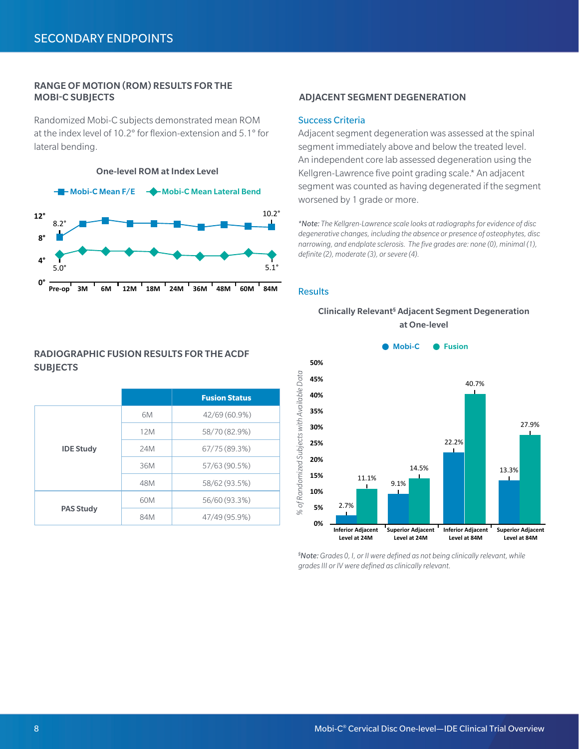## SECONDARY ENDPOINTS

### RANGE OF MOTION (ROM) RESULTS FOR THE MOBI-C SUBJECTS

Randomized Mobi-C subjects demonstrated mean ROM at the index level of 10.2° for flexion-extension and 5.1° for lateral bending.

**One-level ROM at Index Level**

Mobi-C Mean F/E — Mobi-C Mean Lateral Bend

| | Pre-op | 3M | 6M | 12M | 18M | 24M | 36M | 48M | 60M | 84M |
|---|---|---|---|---|---|---|---|---|---|---|
| Mobi-C Mean F/E | 8.2° | | | | | | | | | 10.2° |
| Mobi-C Mean Lateral Bend | 5.0° | | | | | | | | | 5.1° |

### RADIOGRAPHIC FUSION RESULTS FOR THE ACDF SUBJECTS

| | | Fusion Status |
|---|---|---|
| IDE Study | 6M | 42/69 (60.9%) |
| | 12M | 58/70 (82.9%) |
| | 24M | 67/75 (89.3%) |
| | 36M | 57/63 (90.5%) |
| | 48M | 58/62 (93.5%) |
| PAS Study | 60M | 56/60 (93.3%) |
| | 84M | 47/49 (95.9%) |

### ADJACENT SEGMENT DEGENERATION

**Success Criteria**

Adjacent segment degeneration was assessed at the spinal segment immediately above and below the treated level. An independent core lab assessed degeneration using the Kellgren-Lawrence five point grading scale.* An adjacent segment was counted as having degenerated if the segment worsened by 1 grade or more.

**Note:* *The Kellgren-Lawrence scale looks at radiographs for evidence of disc degenerative changes, including the absence or presence of osteophytes, disc narrowing, and endplate sclerosis. The five grades are: none (0), minimal (1), definite (2), moderate (3), or severe (4).*

**Results**

**Clinically Relevant§ Adjacent Segment Degeneration at One-level**

% of Randomized Subjects with Available Data

| | Mobi-C | Fusion |
|---|---|---|
| Inferior Adjacent Level at 24M | 2.7% | 11.1% |
| Superior Adjacent Level at 24M | 9.1% | 14.5% |
| Inferior Adjacent Level at 84M | 22.2% | 40.7% |
| Superior Adjacent Level at 84M | 13.3% | 27.9% |

*§Note: Grades 0, I, or II were defined as not being clinically relevant, while grades III or IV were defined as clinically relevant.*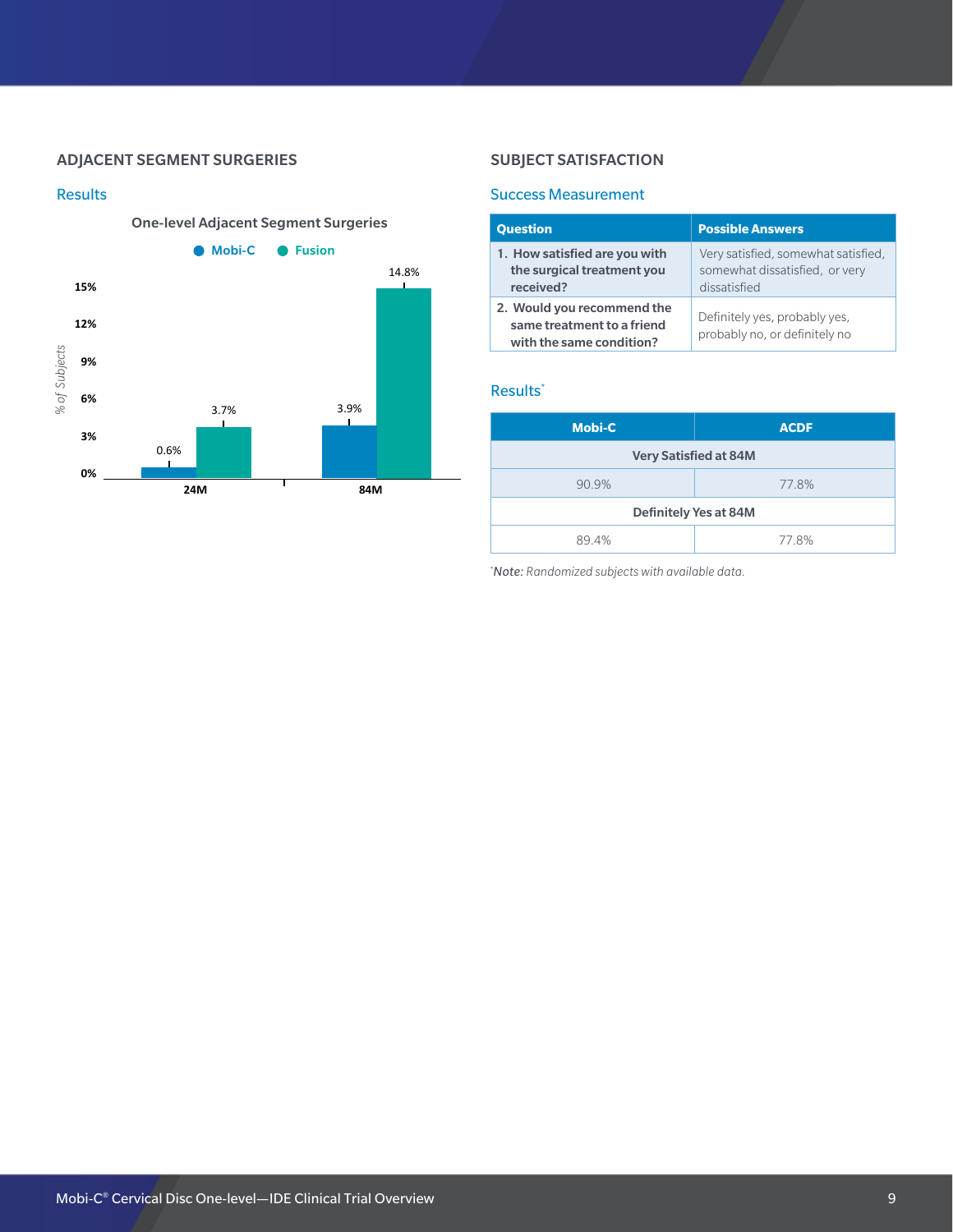## ADJACENT SEGMENT SURGERIES

### Results

One-level Adjacent Segment Surgeries

| | Mobi-C | Fusion |
|---|---|---|
| 24M | 0.6% | 3.7% |
| 84M | 3.9% | 14.8% |

## SUBJECT SATISFACTION

### Success Measurement

| Question | Possible Answers |
|---|---|
| 1. How satisfied are you with the surgical treatment you received? | Very satisfied, somewhat satisfied, somewhat dissatisfied, or very dissatisfied |
| 2. Would you recommend the same treatment to a friend with the same condition? | Definitely yes, probably yes, probably no, or definitely no |

### Results*

| Mobi-C | ACDF |
|---|---|
| **Very Satisfied at 84M** | |
| 90.9% | 77.8% |
| **Definitely Yes at 84M** | |
| 89.4% | 77.8% |

**\*Note:** *Randomized subjects with available data.*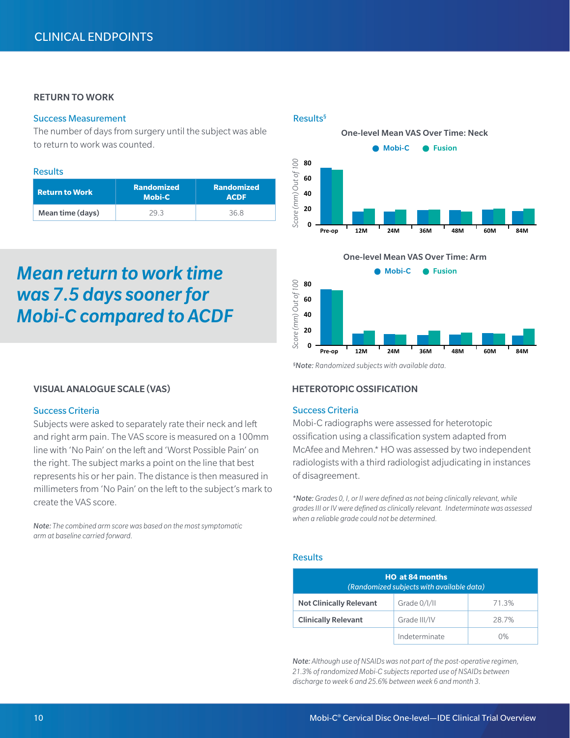## CLINICAL ENDPOINTS

### RETURN TO WORK

#### Success Measurement

The number of days from surgery until the subject was able to return to work was counted.

#### Results

| Return to Work | Randomized Mobi-C | Randomized ACDF |
|---|---|---|
| Mean time (days) | 29.3 | 36.8 |

***Mean return to work time was 7.5 days sooner for Mobi-C compared to ACDF***

#### Results[§]

**One-level Mean VAS Over Time: Neck**

Mobi-C · Fusion

Score (mm) Out of 100: 0, 20, 40, 60, 80

Pre-op, 12M, 24M, 36M, 48M, 60M, 84M

**One-level Mean VAS Over Time: Arm**

Mobi-C · Fusion

Score (mm) Out of 100: 0, 20, 40, 60, 80

Pre-op, 12M, 24M, 36M, 48M, 60M, 84M

[§]*Note: Randomized subjects with available data.*

### VISUAL ANALOGUE SCALE (VAS)

#### Success Criteria

Subjects were asked to separately rate their neck and left and right arm pain. The VAS score is measured on a 100mm line with 'No Pain' on the left and 'Worst Possible Pain' on the right. The subject marks a point on the line that best represents his or her pain. The distance is then measured in millimeters from 'No Pain' on the left to the subject's mark to create the VAS score.

*Note: The combined arm score was based on the most symptomatic arm at baseline carried forward.*

### HETEROTOPIC OSSIFICATION

#### Success Criteria

Mobi-C radiographs were assessed for heterotopic ossification using a classification system adapted from McAfee and Mehren.* HO was assessed by two independent radiologists with a third radiologist adjudicating in instances of disagreement.

*\*Note: Grades 0, I, or II were defined as not being clinically relevant, while grades III or IV were defined as clinically relevant. Indeterminate was assessed when a reliable grade could not be determined.*

#### Results

| HO at 84 months (Randomized subjects with available data) | | |
|---|---|---|
| Not Clinically Relevant | Grade 0/I/II | 71.3% |
| Clinically Relevant | Grade III/IV | 28.7% |
| | Indeterminate | 0% |

*Note: Although use of NSAIDs was not part of the post-operative regimen, 21.3% of randomized Mobi-C subjects reported use of NSAIDs between discharge to week 6 and 25.6% between week 6 and month 3.*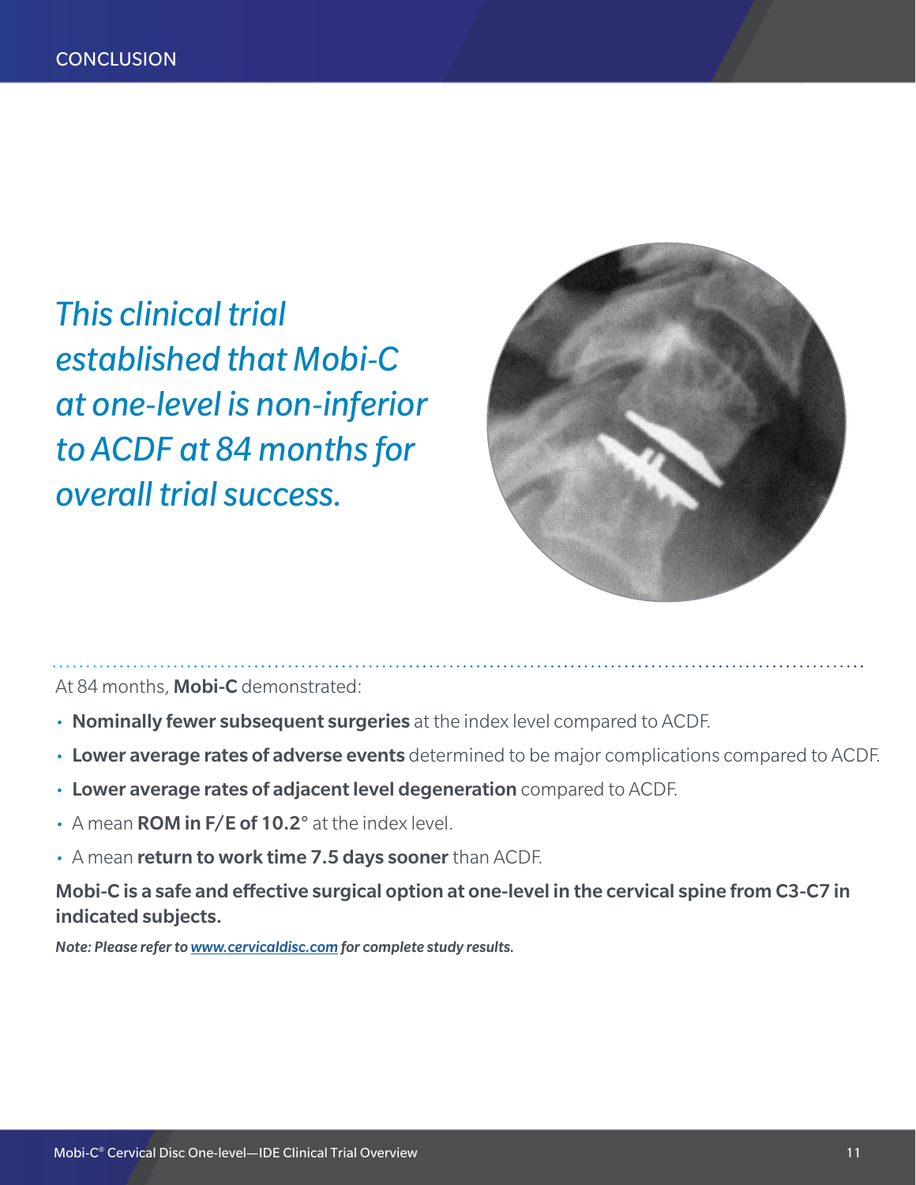# CONCLUSION

*This clinical trial established that Mobi-C at one-level is non-inferior to ACDF at 84 months for overall trial success.*

At 84 months, **Mobi-C** demonstrated:

- **Nominally fewer subsequent surgeries** at the index level compared to ACDF.
- **Lower average rates of adverse events** determined to be major complications compared to ACDF.
- **Lower average rates of adjacent level degeneration** compared to ACDF.
- A mean **ROM in F/E of 10.2°** at the index level.
- A mean **return to work time 7.5 days sooner** than ACDF.

**Mobi-C is a safe and effective surgical option at one-level in the cervical spine from C3-C7 in indicated subjects.**

***Note: Please refer to [www.cervicaldisc.com](www.cervicaldisc.com) for complete study results.***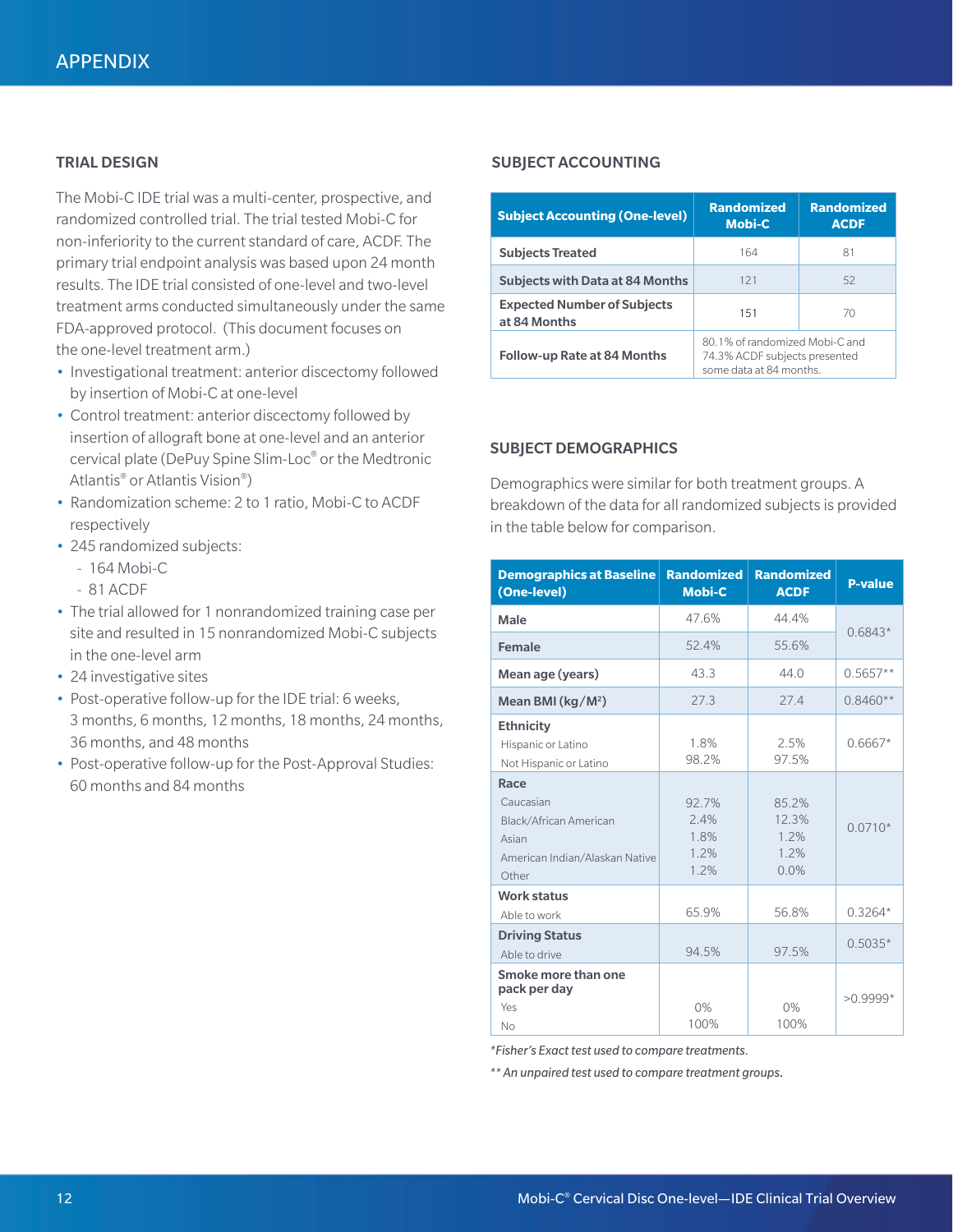# APPENDIX

## TRIAL DESIGN

The Mobi-C IDE trial was a multi-center, prospective, and randomized controlled trial. The trial tested Mobi-C for non-inferiority to the current standard of care, ACDF. The primary trial endpoint analysis was based upon 24 month results. The IDE trial consisted of one-level and two-level treatment arms conducted simultaneously under the same FDA-approved protocol. (This document focuses on the one-level treatment arm.)

- Investigational treatment: anterior discectomy followed by insertion of Mobi-C at one-level
- Control treatment: anterior discectomy followed by insertion of allograft bone at one-level and an anterior cervical plate (DePuy Spine Slim-Loc® or the Medtronic Atlantis® or Atlantis Vision®)
- Randomization scheme: 2 to 1 ratio, Mobi-C to ACDF respectively
- 245 randomized subjects:
  - 164 Mobi-C
  - 81 ACDF
- The trial allowed for 1 nonrandomized training case per site and resulted in 15 nonrandomized Mobi-C subjects in the one-level arm
- 24 investigative sites
- Post-operative follow-up for the IDE trial: 6 weeks, 3 months, 6 months, 12 months, 18 months, 24 months, 36 months, and 48 months
- Post-operative follow-up for the Post-Approval Studies: 60 months and 84 months

## SUBJECT ACCOUNTING

| Subject Accounting (One-level) | Randomized Mobi-C | Randomized ACDF |
|---|---|---|
| Subjects Treated | 164 | 81 |
| Subjects with Data at 84 Months | 121 | 52 |
| Expected Number of Subjects at 84 Months | 151 | 70 |
| Follow-up Rate at 84 Months | 80.1% of randomized Mobi-C and 74.3% ACDF subjects presented some data at 84 months. | |

## SUBJECT DEMOGRAPHICS

Demographics were similar for both treatment groups. A breakdown of the data for all randomized subjects is provided in the table below for comparison.

| Demographics at Baseline (One-level) | Randomized Mobi-C | Randomized ACDF | P-value |
|---|---|---|---|
| Male | 47.6% | 44.4% | 0.6843* |
| Female | 52.4% | 55.6% | |
| Mean age (years) | 43.3 | 44.0 | 0.5657** |
| Mean BMI (kg/M²) | 27.3 | 27.4 | 0.8460** |
| **Ethnicity** | | | 0.6667* |
| Hispanic or Latino | 1.8% | 2.5% | |
| Not Hispanic or Latino | 98.2% | 97.5% | |
| **Race** | | | 0.0710* |
| Caucasian | 92.7% | 85.2% | |
| Black/African American | 2.4% | 12.3% | |
| Asian | 1.8% | 1.2% | |
| American Indian/Alaskan Native | 1.2% | 1.2% | |
| Other | 1.2% | 0.0% | |
| **Work status** | | | |
| Able to work | 65.9% | 56.8% | 0.3264* |
| **Driving Status** | | | |
| Able to drive | 94.5% | 97.5% | 0.5035* |
| **Smoke more than one pack per day** | | | >0.9999* |
| Yes | 0% | 0% | |
| No | 100% | 100% | |

*\*Fisher's Exact test used to compare treatments.*

*\*\* An unpaired test used to compare treatment groups.*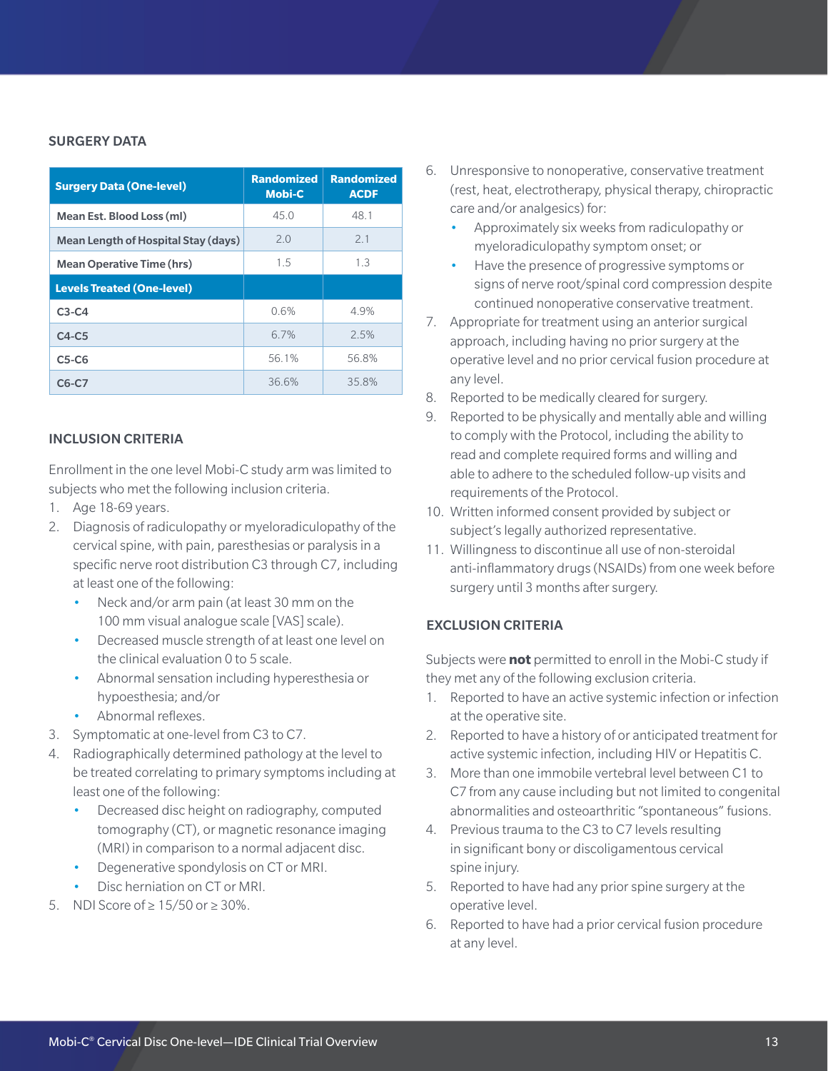## SURGERY DATA

| Surgery Data (One-level) | Randomized Mobi-C | Randomized ACDF |
|---|---|---|
| Mean Est. Blood Loss (ml) | 45.0 | 48.1 |
| Mean Length of Hospital Stay (days) | 2.0 | 2.1 |
| Mean Operative Time (hrs) | 1.5 | 1.3 |
| **Levels Treated (One-level)** | | |
| C3-C4 | 0.6% | 4.9% |
| C4-C5 | 6.7% | 2.5% |
| C5-C6 | 56.1% | 56.8% |
| C6-C7 | 36.6% | 35.8% |

## INCLUSION CRITERIA

Enrollment in the one level Mobi-C study arm was limited to subjects who met the following inclusion criteria.

1. Age 18-69 years.
2. Diagnosis of radiculopathy or myeloradiculopathy of the cervical spine, with pain, paresthesias or paralysis in a specific nerve root distribution C3 through C7, including at least one of the following:
   - Neck and/or arm pain (at least 30 mm on the 100 mm visual analogue scale [VAS] scale).
   - Decreased muscle strength of at least one level on the clinical evaluation 0 to 5 scale.
   - Abnormal sensation including hyperesthesia or hypoesthesia; and/or
   - Abnormal reflexes.
3. Symptomatic at one-level from C3 to C7.
4. Radiographically determined pathology at the level to be treated correlating to primary symptoms including at least one of the following:
   - Decreased disc height on radiography, computed tomography (CT), or magnetic resonance imaging (MRI) in comparison to a normal adjacent disc.
   - Degenerative spondylosis on CT or MRI.
   - Disc herniation on CT or MRI.
5. NDI Score of ≥ 15/50 or ≥ 30%.
6. Unresponsive to nonoperative, conservative treatment (rest, heat, electrotherapy, physical therapy, chiropractic care and/or analgesics) for:
   - Approximately six weeks from radiculopathy or myeloradiculopathy symptom onset; or
   - Have the presence of progressive symptoms or signs of nerve root/spinal cord compression despite continued nonoperative conservative treatment.
7. Appropriate for treatment using an anterior surgical approach, including having no prior surgery at the operative level and no prior cervical fusion procedure at any level.
8. Reported to be medically cleared for surgery.
9. Reported to be physically and mentally able and willing to comply with the Protocol, including the ability to read and complete required forms and willing and able to adhere to the scheduled follow-up visits and requirements of the Protocol.
10. Written informed consent provided by subject or subject's legally authorized representative.
11. Willingness to discontinue all use of non-steroidal anti-inflammatory drugs (NSAIDs) from one week before surgery until 3 months after surgery.

## EXCLUSION CRITERIA

Subjects were **not** permitted to enroll in the Mobi-C study if they met any of the following exclusion criteria.

1. Reported to have an active systemic infection or infection at the operative site.
2. Reported to have a history of or anticipated treatment for active systemic infection, including HIV or Hepatitis C.
3. More than one immobile vertebral level between C1 to C7 from any cause including but not limited to congenital abnormalities and osteoarthritic "spontaneous" fusions.
4. Previous trauma to the C3 to C7 levels resulting in significant bony or discoligamentous cervical spine injury.
5. Reported to have had any prior spine surgery at the operative level.
6. Reported to have had a prior cervical fusion procedure at any level.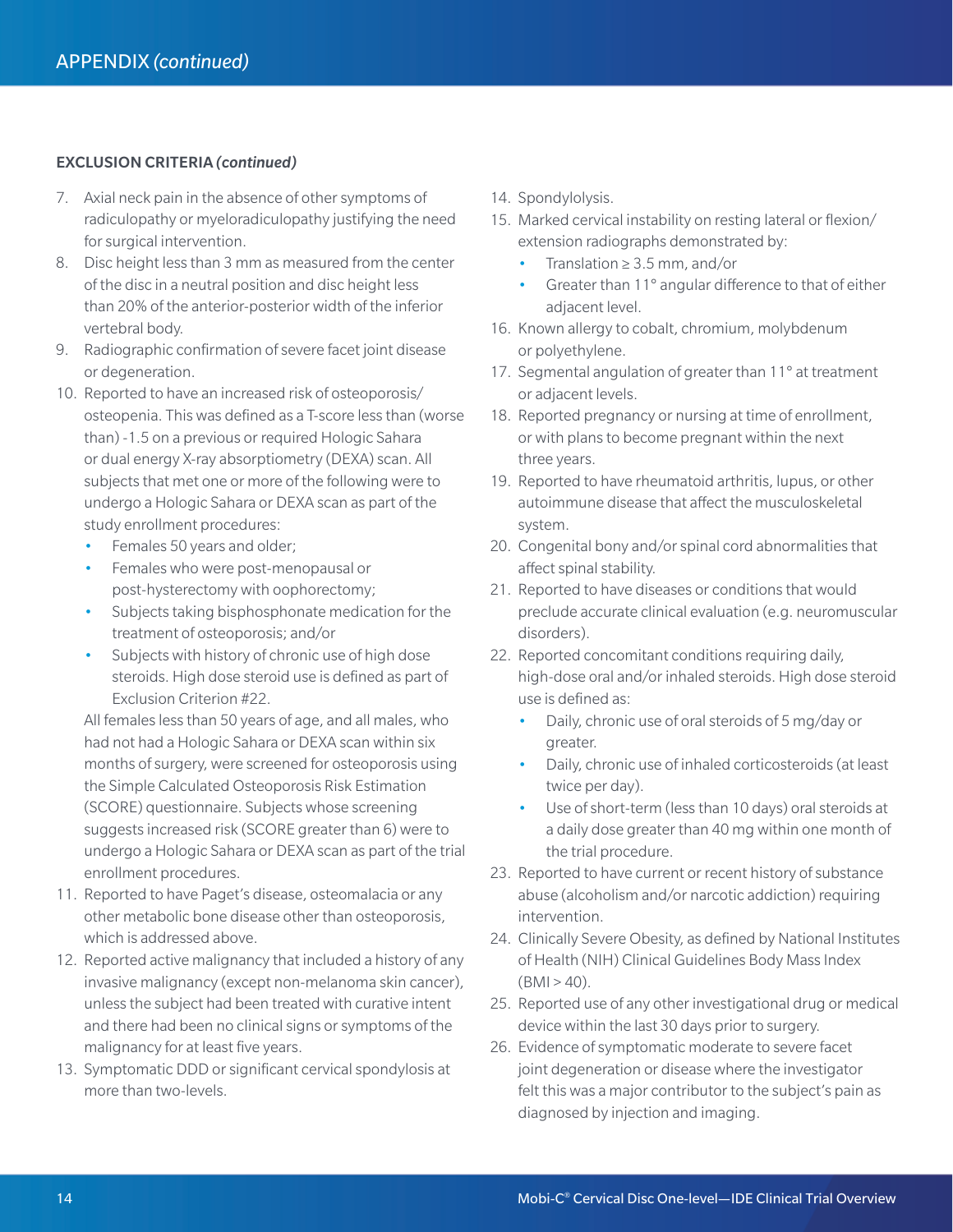## APPENDIX *(continued)*

**EXCLUSION CRITERIA *(continued)***

7. Axial neck pain in the absence of other symptoms of radiculopathy or myeloradiculopathy justifying the need for surgical intervention.
8. Disc height less than 3 mm as measured from the center of the disc in a neutral position and disc height less than 20% of the anterior-posterior width of the inferior vertebral body.
9. Radiographic confirmation of severe facet joint disease or degeneration.
10. Reported to have an increased risk of osteoporosis/osteopenia. This was defined as a T-score less than (worse than) -1.5 on a previous or required Hologic Sahara or dual energy X-ray absorptiometry (DEXA) scan. All subjects that met one or more of the following were to undergo a Hologic Sahara or DEXA scan as part of the study enrollment procedures:
    - Females 50 years and older;
    - Females who were post-menopausal or post-hysterectomy with oophorectomy;
    - Subjects taking bisphosphonate medication for the treatment of osteoporosis; and/or
    - Subjects with history of chronic use of high dose steroids. High dose steroid use is defined as part of Exclusion Criterion #22.

    All females less than 50 years of age, and all males, who had not had a Hologic Sahara or DEXA scan within six months of surgery, were screened for osteoporosis using the Simple Calculated Osteoporosis Risk Estimation (SCORE) questionnaire. Subjects whose screening suggests increased risk (SCORE greater than 6) were to undergo a Hologic Sahara or DEXA scan as part of the trial enrollment procedures.
11. Reported to have Paget's disease, osteomalacia or any other metabolic bone disease other than osteoporosis, which is addressed above.
12. Reported active malignancy that included a history of any invasive malignancy (except non-melanoma skin cancer), unless the subject had been treated with curative intent and there had been no clinical signs or symptoms of the malignancy for at least five years.
13. Symptomatic DDD or significant cervical spondylosis at more than two-levels.
14. Spondylolysis.
15. Marked cervical instability on resting lateral or flexion/extension radiographs demonstrated by:
    - Translation ≥ 3.5 mm, and/or
    - Greater than 11° angular difference to that of either adjacent level.
16. Known allergy to cobalt, chromium, molybdenum or polyethylene.
17. Segmental angulation of greater than 11° at treatment or adjacent levels.
18. Reported pregnancy or nursing at time of enrollment, or with plans to become pregnant within the next three years.
19. Reported to have rheumatoid arthritis, lupus, or other autoimmune disease that affect the musculoskeletal system.
20. Congenital bony and/or spinal cord abnormalities that affect spinal stability.
21. Reported to have diseases or conditions that would preclude accurate clinical evaluation (e.g. neuromuscular disorders).
22. Reported concomitant conditions requiring daily, high-dose oral and/or inhaled steroids. High dose steroid use is defined as:
    - Daily, chronic use of oral steroids of 5 mg/day or greater.
    - Daily, chronic use of inhaled corticosteroids (at least twice per day).
    - Use of short-term (less than 10 days) oral steroids at a daily dose greater than 40 mg within one month of the trial procedure.
23. Reported to have current or recent history of substance abuse (alcoholism and/or narcotic addiction) requiring intervention.
24. Clinically Severe Obesity, as defined by National Institutes of Health (NIH) Clinical Guidelines Body Mass Index (BMI > 40).
25. Reported use of any other investigational drug or medical device within the last 30 days prior to surgery.
26. Evidence of symptomatic moderate to severe facet joint degeneration or disease where the investigator felt this was a major contributor to the subject's pain as diagnosed by injection and imaging.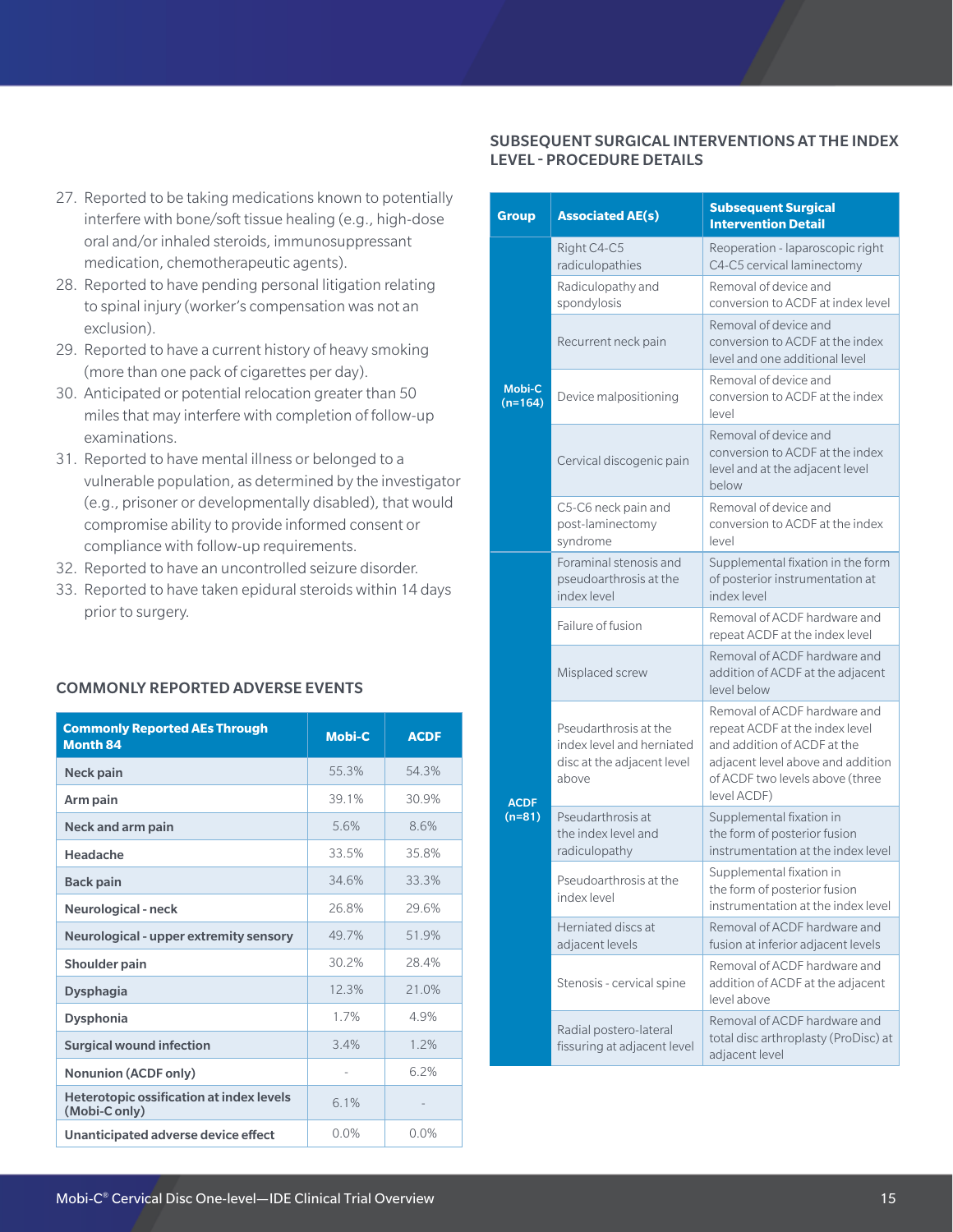27. Reported to be taking medications known to potentially interfere with bone/soft tissue healing (e.g., high-dose oral and/or inhaled steroids, immunosuppressant medication, chemotherapeutic agents).
28. Reported to have pending personal litigation relating to spinal injury (worker's compensation was not an exclusion).
29. Reported to have a current history of heavy smoking (more than one pack of cigarettes per day).
30. Anticipated or potential relocation greater than 50 miles that may interfere with completion of follow-up examinations.
31. Reported to have mental illness or belonged to a vulnerable population, as determined by the investigator (e.g., prisoner or developmentally disabled), that would compromise ability to provide informed consent or compliance with follow-up requirements.
32. Reported to have an uncontrolled seizure disorder.
33. Reported to have taken epidural steroids within 14 days prior to surgery.

## COMMONLY REPORTED ADVERSE EVENTS

| Commonly Reported AEs Through Month 84 | Mobi-C | ACDF |
|---|---|---|
| **Neck pain** | 55.3% | 54.3% |
| **Arm pain** | 39.1% | 30.9% |
| **Neck and arm pain** | 5.6% | 8.6% |
| **Headache** | 33.5% | 35.8% |
| **Back pain** | 34.6% | 33.3% |
| **Neurological - neck** | 26.8% | 29.6% |
| **Neurological - upper extremity sensory** | 49.7% | 51.9% |
| **Shoulder pain** | 30.2% | 28.4% |
| **Dysphagia** | 12.3% | 21.0% |
| **Dysphonia** | 1.7% | 4.9% |
| **Surgical wound infection** | 3.4% | 1.2% |
| **Nonunion (ACDF only)** | - | 6.2% |
| **Heterotopic ossification at index levels (Mobi-C only)** | 6.1% | - |
| **Unanticipated adverse device effect** | 0.0% | 0.0% |

## SUBSEQUENT SURGICAL INTERVENTIONS AT THE INDEX LEVEL - PROCEDURE DETAILS

| Group | Associated AE(s) | Subsequent Surgical Intervention Detail |
|---|---|---|
| Mobi-C (n=164) | Right C4-C5 radiculopathies | Reoperation - laparoscopic right C4-C5 cervical laminectomy |
| | Radiculopathy and spondylosis | Removal of device and conversion to ACDF at index level |
| | Recurrent neck pain | Removal of device and conversion to ACDF at the index level and one additional level |
| | Device malpositioning | Removal of device and conversion to ACDF at the index level |
| | Cervical discogenic pain | Removal of device and conversion to ACDF at the index level and at the adjacent level below |
| | C5-C6 neck pain and post-laminectomy syndrome | Removal of device and conversion to ACDF at the index level |
| ACDF (n=81) | Foraminal stenosis and pseudoarthrosis at the index level | Supplemental fixation in the form of posterior instrumentation at index level |
| | Failure of fusion | Removal of ACDF hardware and repeat ACDF at the index level |
| | Misplaced screw | Removal of ACDF hardware and addition of ACDF at the adjacent level below |
| | Pseudarthrosis at the index level and herniated disc at the adjacent level above | Removal of ACDF hardware and repeat ACDF at the index level and addition of ACDF at the adjacent level above and addition of ACDF two levels above (three level ACDF) |
| | Pseudarthrosis at the index level and radiculopathy | Supplemental fixation in the form of posterior fusion instrumentation at the index level |
| | Pseudoarthrosis at the index level | Supplemental fixation in the form of posterior fusion instrumentation at the index level |
| | Herniated discs at adjacent levels | Removal of ACDF hardware and fusion at inferior adjacent levels |
| | Stenosis - cervical spine | Removal of ACDF hardware and addition of ACDF at the adjacent level above |
| | Radial postero-lateral fissuring at adjacent level | Removal of ACDF hardware and total disc arthroplasty (ProDisc) at adjacent level |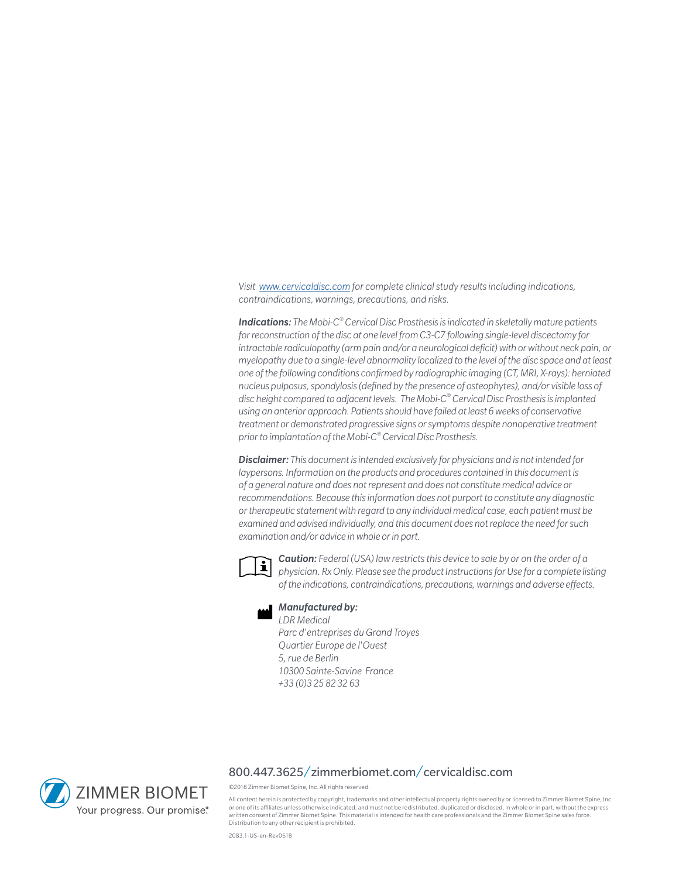*Visit [www.cervicaldisc.com](http://www.cervicaldisc.com) for complete clinical study results including indications, contraindications, warnings, precautions, and risks.*

***Indications:*** *The Mobi-C® Cervical Disc Prosthesis is indicated in skeletally mature patients for reconstruction of the disc at one level from C3-C7 following single-level discectomy for intractable radiculopathy (arm pain and/or a neurological deficit) with or without neck pain, or myelopathy due to a single-level abnormality localized to the level of the disc space and at least one of the following conditions confirmed by radiographic imaging (CT, MRI, X-rays): herniated nucleus pulposus, spondylosis (defined by the presence of osteophytes), and/or visible loss of disc height compared to adjacent levels. The Mobi-C® Cervical Disc Prosthesis is implanted using an anterior approach. Patients should have failed at least 6 weeks of conservative treatment or demonstrated progressive signs or symptoms despite nonoperative treatment prior to implantation of the Mobi-C® Cervical Disc Prosthesis.*

***Disclaimer:*** *This document is intended exclusively for physicians and is not intended for laypersons. Information on the products and procedures contained in this document is of a general nature and does not represent and does not constitute medical advice or recommendations. Because this information does not purport to constitute any diagnostic or therapeutic statement with regard to any individual medical case, each patient must be examined and advised individually, and this document does not replace the need for such examination and/or advice in whole or in part.*

***Caution:*** *Federal (USA) law restricts this device to sale by or on the order of a physician. Rx Only. Please see the product Instructions for Use for a complete listing of the indications, contraindications, precautions, warnings and adverse effects.*

***Manufactured by:***
*LDR Medical*
*Parc d'entreprises du Grand Troyes*
*Quartier Europe de l'Ouest*
*5, rue de Berlin*
*10300 Sainte-Savine France*
*+33 (0)3 25 82 32 63*

ZIMMER BIOMET
Your progress. Our promise.®

800.447.3625/zimmerbiomet.com/cervicaldisc.com

©2018 Zimmer Biomet Spine, Inc. All rights reserved.

All content herein is protected by copyright, trademarks and other intellectual property rights owned by or licensed to Zimmer Biomet Spine, Inc. or one of its affiliates unless otherwise indicated, and must not be redistributed, duplicated or disclosed, in whole or in part, without the express written consent of Zimmer Biomet Spine. This material is intended for health care professionals and the Zimmer Biomet Spine sales force. Distribution to any other recipient is prohibited.

2083.1-US-en-Rev0618